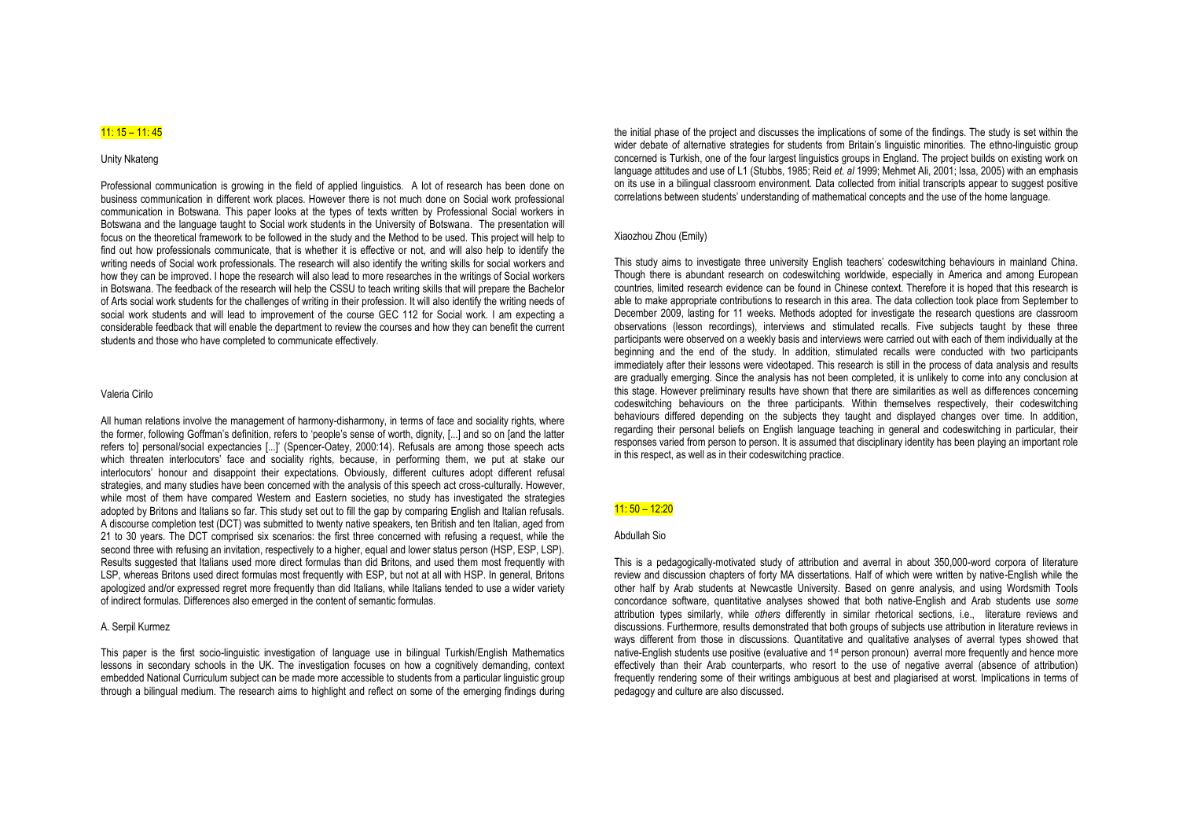11: 15 – 11: 45

Unity Nkateng

Professional communication is growing in the field of applied linguistics. A lot of research has been done on business communication in different work places. However there is not much done on Social work professional communication in Botswana. This paper looks at the types of texts written by Professional Social workers in Botswana and the language taught to Social work students in the University of Botswana. The presentation will focus on the theoretical framework to be followed in the study and the Method to be used. This project will help to find out how professionals communicate, that is whether it is effective or not, and will also help to identify the writing needs of Social work professionals. The research will also identify the writing skills for social workers and how they can be improved. I hope the research will also lead to more researches in the writings of Social workers in Botswana. The feedback of the research will help the CSSU to teach writing skills that will prepare the Bachelor of Arts social work students for the challenges of writing in their profession. It will also identify the writing needs of social work students and will lead to improvement of the course GEC 112 for Social work. I am expecting a considerable feedback that will enable the department to review the courses and how they can benefit the current students and those who have completed to communicate effectively.

Valeria Cirilo

All human relations involve the management of harmony-disharmony, in terms of face and sociality rights, where the former, following Goffman's definition, refers to 'people's sense of worth, dignity, [...] and so on [and the latter refers to] personal/social expectancies [...]' (Spencer-Oatey, 2000:14). Refusals are among those speech acts which threaten interlocutors' face and sociality rights, because, in performing them, we put at stake our interlocutors' honour and disappoint their expectations. Obviously, different cultures adopt different refusal strategies, and many studies have been concerned with the analysis of this speech act cross-culturally. However, while most of them have compared Western and Eastern societies, no study has investigated the strategies adopted by Britons and Italians so far. This study set out to fill the gap by comparing English and Italian refusals. A discourse completion test (DCT) was submitted to twenty native speakers, ten British and ten Italian, aged from 21 to 30 years. The DCT comprised six scenarios: the first three concerned with refusing a request, while the second three with refusing an invitation, respectively to a higher, equal and lower status person (HSP, ESP, LSP). Results suggested that Italians used more direct formulas than did Britons, and used them most frequently with LSP, whereas Britons used direct formulas most frequently with ESP, but not at all with HSP. In general, Britons apologized and/or expressed regret more frequently than did Italians, while Italians tended to use a wider variety of indirect formulas. Differences also emerged in the content of semantic formulas.

A. Serpil Kurmez

This paper is the first socio-linguistic investigation of language use in bilingual Turkish/English Mathematics lessons in secondary schools in the UK. The investigation focuses on how a cognitively demanding, context embedded National Curriculum subject can be made more accessible to students from a particular linguistic group through a bilingual medium. The research aims to highlight and reflect on some of the emerging findings during the initial phase of the project and discusses the implications of some of the findings. The study is set within the wider debate of alternative strategies for students from Britain's linguistic minorities. The ethno-linguistic group concerned is Turkish, one of the four largest linguistics groups in England. The project builds on existing work on language attitudes and use of L1 (Stubbs, 1985; Reid *et. al* 1999; Mehmet Ali, 2001; Issa, 2005) with an emphasis on its use in a bilingual classroom environment. Data collected from initial transcripts appear to suggest positive correlations between students' understanding of mathematical concepts and the use of the home language.

Xiaozhou Zhou (Emily)

This study aims to investigate three university English teachers' codeswitching behaviours in mainland China. Though there is abundant research on codeswitching worldwide, especially in America and among European countries, limited research evidence can be found in Chinese context. Therefore it is hoped that this research is able to make appropriate contributions to research in this area. The data collection took place from September to December 2009, lasting for 11 weeks. Methods adopted for investigate the research questions are classroom observations (lesson recordings), interviews and stimulated recalls. Five subjects taught by these three participants were observed on a weekly basis and interviews were carried out with each of them individually at the beginning and the end of the study. In addition, stimulated recalls were conducted with two participants immediately after their lessons were videotaped. This research is still in the process of data analysis and results are gradually emerging. Since the analysis has not been completed, it is unlikely to come into any conclusion at this stage. However preliminary results have shown that there are similarities as well as differences concerning codeswitching behaviours on the three participants. Within themselves respectively, their codeswitching behaviours differed depending on the subjects they taught and displayed changes over time. In addition, regarding their personal beliefs on English language teaching in general and codeswitching in particular, their responses varied from person to person. It is assumed that disciplinary identity has been playing an important role in this respect, as well as in their codeswitching practice.

11: 50 – 12:20

Abdullah Sio

This is a pedagogically-motivated study of attribution and averral in about 350,000-word corpora of literature review and discussion chapters of forty MA dissertations. Half of which were written by native-English while the other half by Arab students at Newcastle University. Based on genre analysis, and using Wordsmith Tools concordance software, quantitative analyses showed that both native-English and Arab students use *some* attribution types similarly, while *others* differently in similar rhetorical sections, i.e., literature reviews and discussions. Furthermore, results demonstrated that both groups of subjects use attribution in literature reviews in ways different from those in discussions. Quantitative and qualitative analyses of averral types showed that native-English students use positive (evaluative and 1st person pronoun) averral more frequently and hence more effectively than their Arab counterparts, who resort to the use of negative averral (absence of attribution) frequently rendering some of their writings ambiguous at best and plagiarised at worst. Implications in terms of pedagogy and culture are also discussed.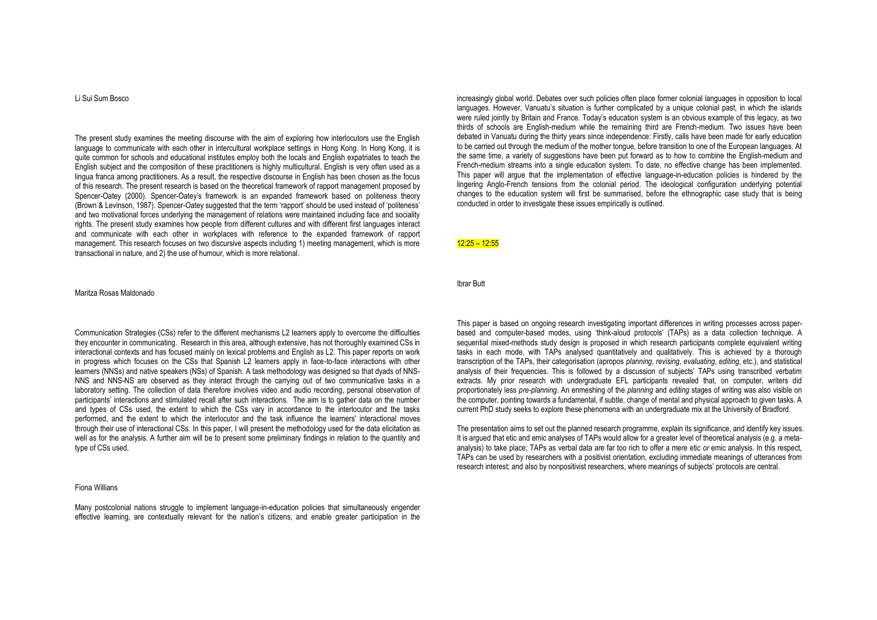Li Sui Sum Bosco

The present study examines the meeting discourse with the aim of exploring how interlocutors use the English language to communicate with each other in intercultural workplace settings in Hong Kong. In Hong Kong, it is quite common for schools and educational institutes employ both the locals and English expatriates to teach the English subject and the composition of these practitioners is highly multicultural. English is very often used as a lingua franca among practitioners. As a result, the respective discourse in English has been chosen as the focus of this research. The present research is based on the theoretical framework of rapport management proposed by Spencer-Oatey (2000). Spencer-Oatey's framework is an expanded framework based on politeness theory (Brown & Levinson, 1987). Spencer-Oatey suggested that the term 'rapport' should be used instead of 'politeness' and two motivational forces underlying the management of relations were maintained including face and sociality rights. The present study examines how people from different cultures and with different first languages interact and communicate with each other in workplaces with reference to the expanded framework of rapport management. This research focuses on two discursive aspects including 1) meeting management, which is more transactional in nature, and 2) the use of humour, which is more relational.

Maritza Rosas Maldonado

Communication Strategies (CSs) refer to the different mechanisms L2 learners apply to overcome the difficulties they encounter in communicating. Research in this area, although extensive, has not thoroughly examined CSs in interactional contexts and has focused mainly on lexical problems and English as L2. This paper reports on work in progress which focuses on the CSs that Spanish L2 learners apply in face-to-face interactions with other learners (NNSs) and native speakers (NSs) of Spanish. A task methodology was designed so that dyads of NNS-NNS and NNS-NS are observed as they interact through the carrying out of two communicative tasks in a laboratory setting. The collection of data therefore involves video and audio recording, personal observation of participants' interactions and stimulated recall after such interactions. The aim is to gather data on the number and types of CSs used, the extent to which the CSs vary in accordance to the interlocutor and the tasks performed, and the extent to which the interlocutor and the task influence the learners' interactional moves through their use of interactional CSs. In this paper, I will present the methodology used for the data elicitation as well as for the analysis. A further aim will be to present some preliminary findings in relation to the quantity and type of CSs used.

Fiona Willians

Many postcolonial nations struggle to implement language-in-education policies that simultaneously engender effective learning, are contextually relevant for the nation's citizens, and enable greater participation in the increasingly global world. Debates over such policies often place former colonial languages in opposition to local languages. However, Vanuatu's situation is further complicated by a unique colonial past, in which the islands were ruled jointly by Britain and France. Today's education system is an obvious example of this legacy, as two thirds of schools are English-medium while the remaining third are French-medium. Two issues have been debated in Vanuatu during the thirty years since independence: Firstly, calls have been made for early education to be carried out through the medium of the mother tongue, before transition to one of the European languages. At the same time, a variety of suggestions have been put forward as to how to combine the English-medium and French-medium streams into a single education system. To date, no effective change has been implemented. This paper will argue that the implementation of effective language-in-education policies is hindered by the lingering Anglo-French tensions from the colonial period. The ideological configuration underlying potential changes to the education system will first be summarised, before the ethnographic case study that is being conducted in order to investigate these issues empirically is outlined.

12:25 – 12:55

Ibrar Butt

This paper is based on ongoing research investigating important differences in writing processes across paper-based and computer-based modes, using 'think-aloud protocols' (TAPs) as a data collection technique. A sequential mixed-methods study design is proposed in which research participants complete equivalent writing tasks in each mode, with TAPs analysed quantitatively and qualitatively. This is achieved by a thorough transcription of the TAPs, their categorisation (apropos *planning*, *revising*, *evaluating*, *editing*, etc.), and statistical analysis of their frequencies. This is followed by a discussion of subjects' TAPs using transcribed verbatim extracts. My prior research with undergraduate EFL participants revealed that, on computer, writers did proportionately less *pre-planning*. An enmeshing of the *planning* and *editing* stages of writing was also visible on the computer, pointing towards a fundamental, if subtle, change of mental and physical approach to given tasks. A current PhD study seeks to explore these phenomena with an undergraduate mix at the University of Bradford.

The presentation aims to set out the planned research programme, explain its significance, and identify key issues. It is argued that etic and emic analyses of TAPs would allow for a greater level of theoretical analysis (e.g. a meta-analysis) to take place; TAPs as verbal data are far too rich to offer a mere etic *or* emic analysis. In this respect, TAPs can be used by researchers with a positivist orientation, excluding immediate meanings of utterances from research interest; and also by nonpositivist researchers, where meanings of subjects' protocols are central.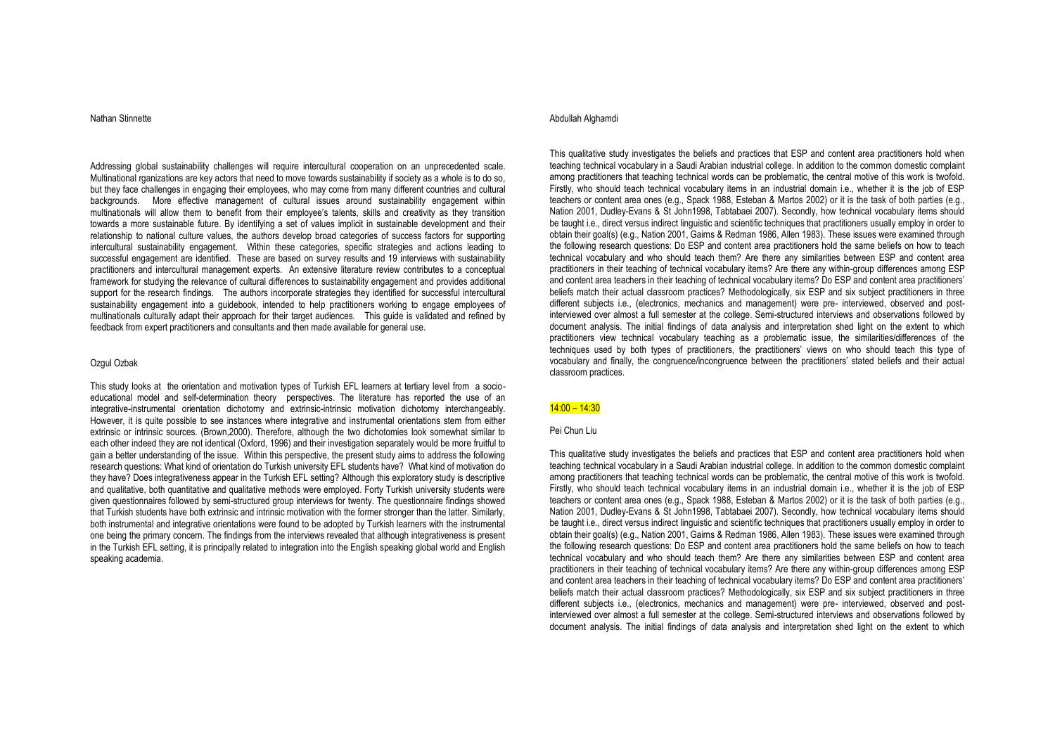Nathan Stinnette

Addressing global sustainability challenges will require intercultural cooperation on an unprecedented scale. Multinational rganizations are key actors that need to move towards sustainability if society as a whole is to do so, but they face challenges in engaging their employees, who may come from many different countries and cultural backgrounds. More effective management of cultural issues around sustainability engagement within multinationals will allow them to benefit from their employee's talents, skills and creativity as they transition towards a more sustainable future. By identifying a set of values implicit in sustainable development and their relationship to national culture values, the authors develop broad categories of success factors for supporting intercultural sustainability engagement. Within these categories, specific strategies and actions leading to successful engagement are identified. These are based on survey results and 19 interviews with sustainability practitioners and intercultural management experts. An extensive literature review contributes to a conceptual framework for studying the relevance of cultural differences to sustainability engagement and provides additional support for the research findings. The authors incorporate strategies they identified for successful intercultural sustainability engagement into a guidebook, intended to help practitioners working to engage employees of multinationals culturally adapt their approach for their target audiences. This guide is validated and refined by feedback from expert practitioners and consultants and then made available for general use.

Ozgul Ozbak

This study looks at the orientation and motivation types of Turkish EFL learners at tertiary level from a socio-educational model and self-determination theory perspectives. The literature has reported the use of an integrative-instrumental orientation dichotomy and extrinsic-intrinsic motivation dichotomy interchangeably. However, it is quite possible to see instances where integrative and instrumental orientations stem from either extrinsic or intrinsic sources. (Brown,2000). Therefore, although the two dichotomies look somewhat similar to each other indeed they are not identical (Oxford, 1996) and their investigation separately would be more fruitful to gain a better understanding of the issue. Within this perspective, the present study aims to address the following research questions: What kind of orientation do Turkish university EFL students have? What kind of motivation do they have? Does integrativeness appear in the Turkish EFL setting? Although this exploratory study is descriptive and qualitative, both quantitative and qualitative methods were employed. Forty Turkish university students were given questionnaires followed by semi-structured group interviews for twenty. The questionnaire findings showed that Turkish students have both extrinsic and intrinsic motivation with the former stronger than the latter. Similarly, both instrumental and integrative orientations were found to be adopted by Turkish learners with the instrumental one being the primary concern. The findings from the interviews revealed that although integrativeness is present in the Turkish EFL setting, it is principally related to integration into the English speaking global world and English speaking academia.

Abdullah Alghamdi

This qualitative study investigates the beliefs and practices that ESP and content area practitioners hold when teaching technical vocabulary in a Saudi Arabian industrial college. In addition to the common domestic complaint among practitioners that teaching technical words can be problematic, the central motive of this work is twofold. Firstly, who should teach technical vocabulary items in an industrial domain i.e., whether it is the job of ESP teachers or content area ones (e.g., Spack 1988, Esteban & Martos 2002) or it is the task of both parties (e.g., Nation 2001, Dudley-Evans & St John1998, Tabtabaei 2007). Secondly, how technical vocabulary items should be taught i.e., direct versus indirect linguistic and scientific techniques that practitioners usually employ in order to obtain their goal(s) (e.g., Nation 2001, Gairns & Redman 1986, Allen 1983). These issues were examined through the following research questions: Do ESP and content area practitioners hold the same beliefs on how to teach technical vocabulary and who should teach them? Are there any similarities between ESP and content area practitioners in their teaching of technical vocabulary items? Are there any within-group differences among ESP and content area teachers in their teaching of technical vocabulary items? Do ESP and content area practitioners' beliefs match their actual classroom practices? Methodologically, six ESP and six subject practitioners in three different subjects i.e., (electronics, mechanics and management) were pre- interviewed, observed and post-interviewed over almost a full semester at the college. Semi-structured interviews and observations followed by document analysis. The initial findings of data analysis and interpretation shed light on the extent to which practitioners view technical vocabulary teaching as a problematic issue, the similarities/differences of the techniques used by both types of practitioners, the practitioners' views on who should teach this type of vocabulary and finally, the congruence/incongruence between the practitioners' stated beliefs and their actual classroom practices.

14:00 – 14:30

Pei Chun Liu

This qualitative study investigates the beliefs and practices that ESP and content area practitioners hold when teaching technical vocabulary in a Saudi Arabian industrial college. In addition to the common domestic complaint among practitioners that teaching technical words can be problematic, the central motive of this work is twofold. Firstly, who should teach technical vocabulary items in an industrial domain i.e., whether it is the job of ESP teachers or content area ones (e.g., Spack 1988, Esteban & Martos 2002) or it is the task of both parties (e.g., Nation 2001, Dudley-Evans & St John1998, Tabtabaei 2007). Secondly, how technical vocabulary items should be taught i.e., direct versus indirect linguistic and scientific techniques that practitioners usually employ in order to obtain their goal(s) (e.g., Nation 2001, Gairns & Redman 1986, Allen 1983). These issues were examined through the following research questions: Do ESP and content area practitioners hold the same beliefs on how to teach technical vocabulary and who should teach them? Are there any similarities between ESP and content area practitioners in their teaching of technical vocabulary items? Are there any within-group differences among ESP and content area teachers in their teaching of technical vocabulary items? Do ESP and content area practitioners' beliefs match their actual classroom practices? Methodologically, six ESP and six subject practitioners in three different subjects i.e., (electronics, mechanics and management) were pre- interviewed, observed and post-interviewed over almost a full semester at the college. Semi-structured interviews and observations followed by document analysis. The initial findings of data analysis and interpretation shed light on the extent to which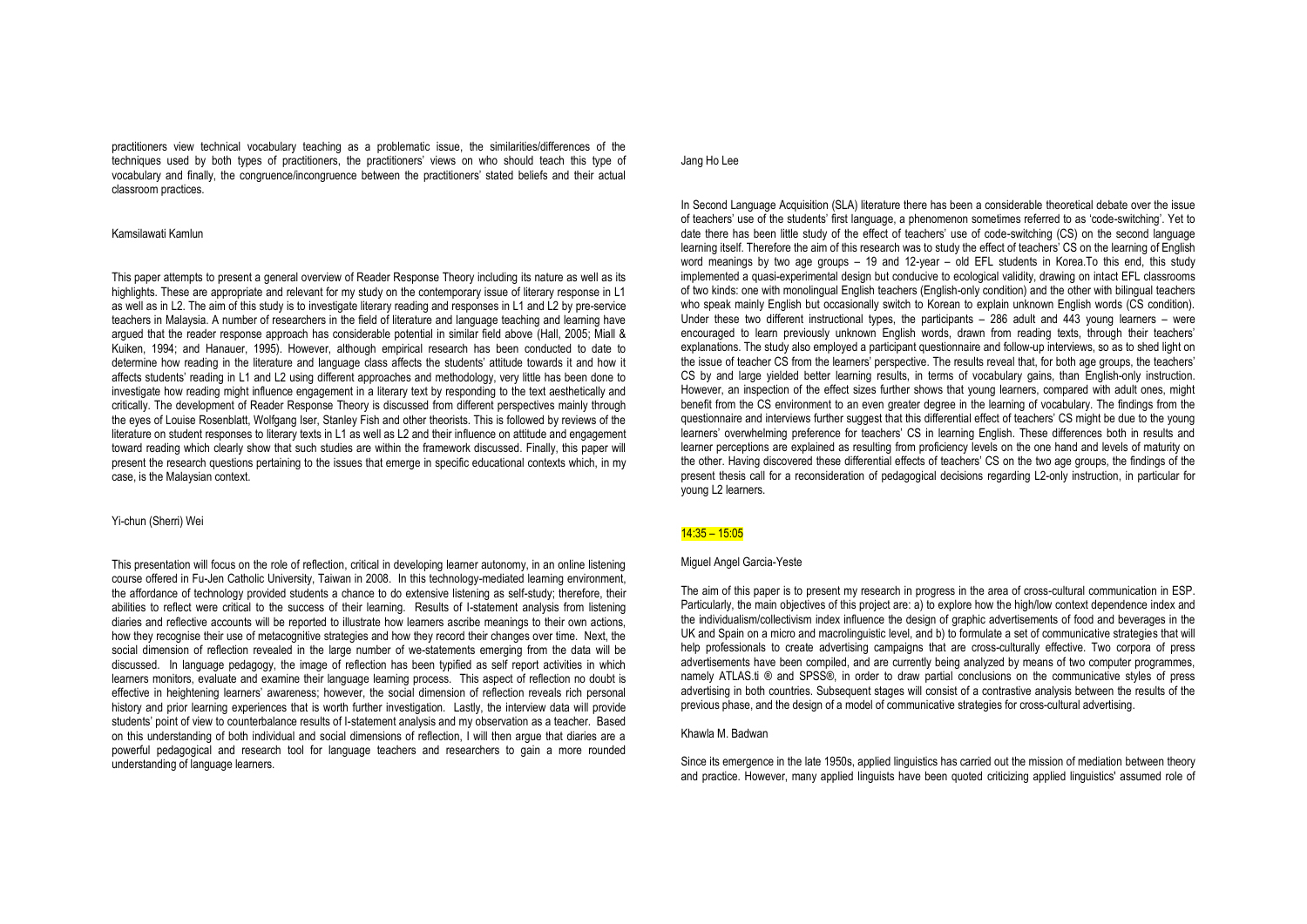practitioners view technical vocabulary teaching as a problematic issue, the similarities/differences of the techniques used by both types of practitioners, the practitioners' views on who should teach this type of vocabulary and finally, the congruence/incongruence between the practitioners' stated beliefs and their actual classroom practices.

Kamsilawati Kamlun

This paper attempts to present a general overview of Reader Response Theory including its nature as well as its highlights. These are appropriate and relevant for my study on the contemporary issue of literary response in L1 as well as in L2. The aim of this study is to investigate literary reading and responses in L1 and L2 by pre-service teachers in Malaysia. A number of researchers in the field of literature and language teaching and learning have argued that the reader response approach has considerable potential in similar field above (Hall, 2005; Miall & Kuiken, 1994; and Hanauer, 1995). However, although empirical research has been conducted to date to determine how reading in the literature and language class affects the students' attitude towards it and how it affects students' reading in L1 and L2 using different approaches and methodology, very little has been done to investigate how reading might influence engagement in a literary text by responding to the text aesthetically and critically. The development of Reader Response Theory is discussed from different perspectives mainly through the eyes of Louise Rosenblatt, Wolfgang Iser, Stanley Fish and other theorists. This is followed by reviews of the literature on student responses to literary texts in L1 as well as L2 and their influence on attitude and engagement toward reading which clearly show that such studies are within the framework discussed. Finally, this paper will present the research questions pertaining to the issues that emerge in specific educational contexts which, in my case, is the Malaysian context.

Yi-chun (Sherri) Wei

This presentation will focus on the role of reflection, critical in developing learner autonomy, in an online listening course offered in Fu-Jen Catholic University, Taiwan in 2008. In this technology-mediated learning environment, the affordance of technology provided students a chance to do extensive listening as self-study; therefore, their abilities to reflect were critical to the success of their learning. Results of I-statement analysis from listening diaries and reflective accounts will be reported to illustrate how learners ascribe meanings to their own actions, how they recognise their use of metacognitive strategies and how they record their changes over time. Next, the social dimension of reflection revealed in the large number of we-statements emerging from the data will be discussed. In language pedagogy, the image of reflection has been typified as self report activities in which learners monitors, evaluate and examine their language learning process. This aspect of reflection no doubt is effective in heightening learners' awareness; however, the social dimension of reflection reveals rich personal history and prior learning experiences that is worth further investigation. Lastly, the interview data will provide students' point of view to counterbalance results of I-statement analysis and my observation as a teacher. Based on this understanding of both individual and social dimensions of reflection, I will then argue that diaries are a powerful pedagogical and research tool for language teachers and researchers to gain a more rounded understanding of language learners.

Jang Ho Lee

In Second Language Acquisition (SLA) literature there has been a considerable theoretical debate over the issue of teachers' use of the students' first language, a phenomenon sometimes referred to as 'code-switching'. Yet to date there has been little study of the effect of teachers' use of code-switching (CS) on the second language learning itself. Therefore the aim of this research was to study the effect of teachers' CS on the learning of English word meanings by two age groups – 19 and 12-year – old EFL students in Korea.To this end, this study implemented a quasi-experimental design but conducive to ecological validity, drawing on intact EFL classrooms of two kinds: one with monolingual English teachers (English-only condition) and the other with bilingual teachers who speak mainly English but occasionally switch to Korean to explain unknown English words (CS condition). Under these two different instructional types, the participants – 286 adult and 443 young learners – were encouraged to learn previously unknown English words, drawn from reading texts, through their teachers' explanations. The study also employed a participant questionnaire and follow-up interviews, so as to shed light on the issue of teacher CS from the learners' perspective. The results reveal that, for both age groups, the teachers' CS by and large yielded better learning results, in terms of vocabulary gains, than English-only instruction. However, an inspection of the effect sizes further shows that young learners, compared with adult ones, might benefit from the CS environment to an even greater degree in the learning of vocabulary. The findings from the questionnaire and interviews further suggest that this differential effect of teachers' CS might be due to the young learners' overwhelming preference for teachers' CS in learning English. These differences both in results and learner perceptions are explained as resulting from proficiency levels on the one hand and levels of maturity on the other. Having discovered these differential effects of teachers' CS on the two age groups, the findings of the present thesis call for a reconsideration of pedagogical decisions regarding L2-only instruction, in particular for young L2 learners.

14:35 – 15:05

Miguel Angel Garcia-Yeste

The aim of this paper is to present my research in progress in the area of cross-cultural communication in ESP. Particularly, the main objectives of this project are: a) to explore how the high/low context dependence index and the individualism/collectivism index influence the design of graphic advertisements of food and beverages in the UK and Spain on a micro and macrolinguistic level, and b) to formulate a set of communicative strategies that will help professionals to create advertising campaigns that are cross-culturally effective. Two corpora of press advertisements have been compiled, and are currently being analyzed by means of two computer programmes, namely ATLAS.ti ® and SPSS®, in order to draw partial conclusions on the communicative styles of press advertising in both countries. Subsequent stages will consist of a contrastive analysis between the results of the previous phase, and the design of a model of communicative strategies for cross-cultural advertising.

Khawla M. Badwan

Since its emergence in the late 1950s, applied linguistics has carried out the mission of mediation between theory and practice. However, many applied linguists have been quoted criticizing applied linguistics' assumed role of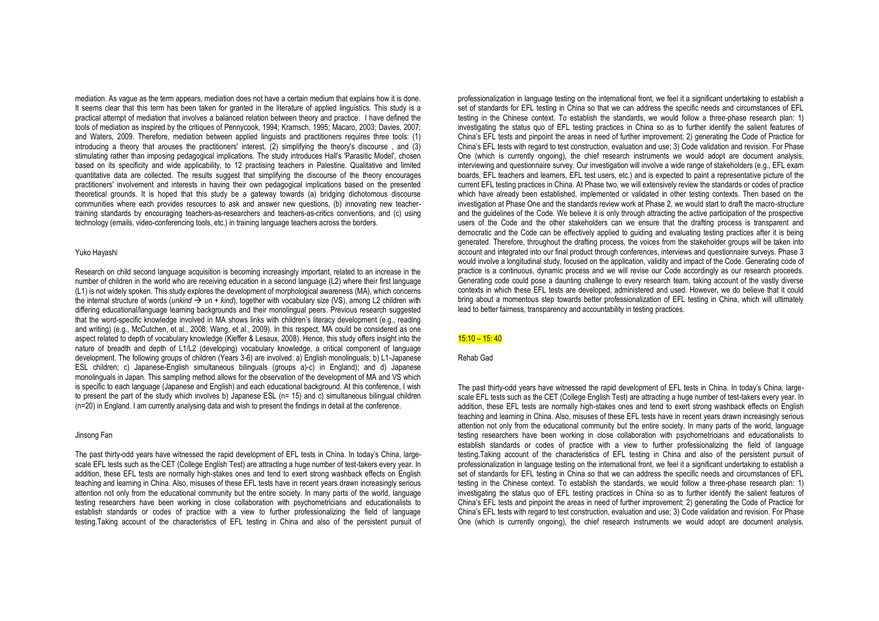mediation. As vague as the term appears, mediation does not have a certain medium that explains how it is done. It seems clear that this term has been taken for granted in the literature of applied linguistics. This study is a practical attempt of mediation that involves a balanced relation between theory and practice. I have defined the tools of mediation as inspired by the critiques of Pennycook, 1994; Kramsch, 1995; Macaro, 2003; Davies, 2007; and Waters, 2009. Therefore, mediation between applied linguists and practitioners requires three tools: (1) introducing a theory that arouses the practitioners' interest, (2) simplifying the theory's discourse , and (3) stimulating rather than imposing pedagogical implications. The study introduces Hall's 'Parasitic Model', chosen based on its specificity and wide applicability, to 12 practising teachers in Palestine. Qualitative and limited quantitative data are collected. The results suggest that simplifying the discourse of the theory encourages practitioners' involvement and interests in having their own pedagogical implications based on the presented theoretical grounds. It is hoped that this study be a gateway towards (a) bridging dichotomous discourse communities where each provides resources to ask and answer new questions, (b) innovating new teacher-training standards by encouraging teachers-as-researchers and teachers-as-critics conventions, and (c) using technology (emails, video-conferencing tools, etc.) in training language teachers across the borders.

Yuko Hayashi

Research on child second language acquisition is becoming increasingly important, related to an increase in the number of children in the world who are receiving education in a second language (L2) where their first language (L1) is not widely spoken. This study explores the development of morphological awareness (MA), which concerns the internal structure of words (*unkind* → *un* + *kind*), together with vocabulary size (VS), among L2 children with differing educational/language learning backgrounds and their monolingual peers. Previous research suggested that the word-specific knowledge involved in MA shows links with children's literacy development (e.g., reading and writing) (e.g., McCutchen, et al., 2008; Wang, et al., 2009). In this respect, MA could be considered as one aspect related to depth of vocabulary knowledge (Kieffer & Lesaux, 2008). Hence, this study offers insight into the nature of breadth and depth of L1/L2 (developing) vocabulary knowledge, a critical component of language development. The following groups of children (Years 3-6) are involved: a) English monolinguals; b) L1-Japanese ESL children; c) Japanese-English simultaneous bilinguals (groups a)-c) in England); and d) Japanese monolinguals in Japan. This sampling method allows for the observation of the development of MA and VS which is specific to each language (Japanese and English) and each educational background. At this conference, I wish to present the part of the study which involves b) Japanese ESL (n= 15) and c) simultaneous bilingual children (n=20) in England. I am currently analysing data and wish to present the findings in detail at the conference.

Jinsong Fan

The past thirty-odd years have witnessed the rapid development of EFL tests in China. In today's China, large-scale EFL tests such as the CET (College English Test) are attracting a huge number of test-takers every year. In addition, these EFL tests are normally high-stakes ones and tend to exert strong washback effects on English teaching and learning in China. Also, misuses of these EFL tests have in recent years drawn increasingly serious attention not only from the educational community but the entire society. In many parts of the world, language testing researchers have been working in close collaboration with psychometricians and educationalists to establish standards or codes of practice with a view to further professionalizing the field of language testing.Taking account of the characteristics of EFL testing in China and also of the persistent pursuit of professionalization in language testing on the international front, we feel it a significant undertaking to establish a set of standards for EFL testing in China so that we can address the specific needs and circumstances of EFL testing in the Chinese context. To establish the standards, we would follow a three-phase research plan: 1) investigating the status quo of EFL testing practices in China so as to further identify the salient features of China's EFL tests and pinpoint the areas in need of further improvement; 2) generating the Code of Practice for China's EFL tests with regard to test construction, evaluation and use; 3) Code validation and revision. For Phase One (which is currently ongoing), the chief research instruments we would adopt are document analysis, interviewing and questionnaire survey. Our investigation will involve a wide range of stakeholders (e.g., EFL exam boards, EFL teachers and learners, EFL test users, etc.) and is expected to paint a representative picture of the current EFL testing practices in China. At Phase two, we will extensively review the standards or codes of practice which have already been established, implemented or validated in other testing contexts. Then based on the investigation at Phase One and the standards review work at Phase 2, we would start to draft the macro-structure and the guidelines of the Code. We believe it is only through attracting the active participation of the prospective users of the Code and the other stakeholders can we ensure that the drafting process is transparent and democratic and the Code can be effectively applied to guiding and evaluating testing practices after it is being generated. Therefore, throughout the drafting process, the voices from the stakeholder groups will be taken into account and integrated into our final product through conferences, interviews and questionnaire surveys. Phase 3 would involve a longitudinal study, focused on the application, validity and impact of the Code. Generating code of practice is a continuous, dynamic process and we will revise our Code accordingly as our research proceeds. Generating code could pose a daunting challenge to every research team, taking account of the vastly diverse contexts in which these EFL tests are developed, administered and used. However, we do believe that it could bring about a momentous step towards better professionalization of EFL testing in China, which will ultimately lead to better fairness, transparency and accountability in testing practices.

15:10 – 15: 40

Rehab Gad

The past thirty-odd years have witnessed the rapid development of EFL tests in China. In today's China, large-scale EFL tests such as the CET (College English Test) are attracting a huge number of test-takers every year. In addition, these EFL tests are normally high-stakes ones and tend to exert strong washback effects on English teaching and learning in China. Also, misuses of these EFL tests have in recent years drawn increasingly serious attention not only from the educational community but the entire society. In many parts of the world, language testing researchers have been working in close collaboration with psychometricians and educationalists to establish standards or codes of practice with a view to further professionalizing the field of language testing.Taking account of the characteristics of EFL testing in China and also of the persistent pursuit of professionalization in language testing on the international front, we feel it a significant undertaking to establish a set of standards for EFL testing in China so that we can address the specific needs and circumstances of EFL testing in the Chinese context. To establish the standards, we would follow a three-phase research plan: 1) investigating the status quo of EFL testing practices in China so as to further identify the salient features of China's EFL tests and pinpoint the areas in need of further improvement; 2) generating the Code of Practice for China's EFL tests with regard to test construction, evaluation and use; 3) Code validation and revision. For Phase One (which is currently ongoing), the chief research instruments we would adopt are document analysis,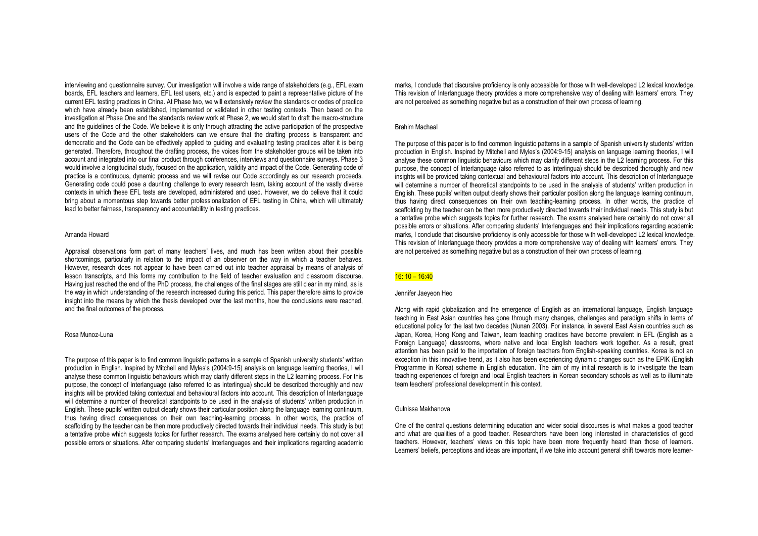interviewing and questionnaire survey. Our investigation will involve a wide range of stakeholders (e.g., EFL exam boards, EFL teachers and learners, EFL test users, etc.) and is expected to paint a representative picture of the current EFL testing practices in China. At Phase two, we will extensively review the standards or codes of practice which have already been established, implemented or validated in other testing contexts. Then based on the investigation at Phase One and the standards review work at Phase 2, we would start to draft the macro-structure and the guidelines of the Code. We believe it is only through attracting the active participation of the prospective users of the Code and the other stakeholders can we ensure that the drafting process is transparent and democratic and the Code can be effectively applied to guiding and evaluating testing practices after it is being generated. Therefore, throughout the drafting process, the voices from the stakeholder groups will be taken into account and integrated into our final product through conferences, interviews and questionnaire surveys. Phase 3 would involve a longitudinal study, focused on the application, validity and impact of the Code. Generating code of practice is a continuous, dynamic process and we will revise our Code accordingly as our research proceeds. Generating code could pose a daunting challenge to every research team, taking account of the vastly diverse contexts in which these EFL tests are developed, administered and used. However, we do believe that it could bring about a momentous step towards better professionalization of EFL testing in China, which will ultimately lead to better fairness, transparency and accountability in testing practices.

Amanda Howard

Appraisal observations form part of many teachers' lives, and much has been written about their possible shortcomings, particularly in relation to the impact of an observer on the way in which a teacher behaves. However, research does not appear to have been carried out into teacher appraisal by means of analysis of lesson transcripts, and this forms my contribution to the field of teacher evaluation and classroom discourse. Having just reached the end of the PhD process, the challenges of the final stages are still clear in my mind, as is the way in which understanding of the research increased during this period. This paper therefore aims to provide insight into the means by which the thesis developed over the last months, how the conclusions were reached, and the final outcomes of the process.

Rosa Munoz-Luna

The purpose of this paper is to find common linguistic patterns in a sample of Spanish university students' written production in English. Inspired by Mitchell and Myles's (2004:9-15) analysis on language learning theories, I will analyse these common linguistic behaviours which may clarify different steps in the L2 learning process. For this purpose, the concept of Interlanguage (also referred to as Interlingua) should be described thoroughly and new insights will be provided taking contextual and behavioural factors into account. This description of Interlanguage will determine a number of theoretical standpoints to be used in the analysis of students' written production in English. These pupils' written output clearly shows their particular position along the language learning continuum, thus having direct consequences on their own teaching-learning process. In other words, the practice of scaffolding by the teacher can be then more productively directed towards their individual needs. This study is but a tentative probe which suggests topics for further research. The exams analysed here certainly do not cover all possible errors or situations. After comparing students' Interlanguages and their implications regarding academic marks, I conclude that discursive proficiency is only accessible for those with well-developed L2 lexical knowledge. This revision of Interlanguage theory provides a more comprehensive way of dealing with learners' errors. They are not perceived as something negative but as a construction of their own process of learning.

Brahim Machaal

The purpose of this paper is to find common linguistic patterns in a sample of Spanish university students' written production in English. Inspired by Mitchell and Myles's (2004:9-15) analysis on language learning theories, I will analyse these common linguistic behaviours which may clarify different steps in the L2 learning process. For this purpose, the concept of Interlanguage (also referred to as Interlingua) should be described thoroughly and new insights will be provided taking contextual and behavioural factors into account. This description of Interlanguage will determine a number of theoretical standpoints to be used in the analysis of students' written production in English. These pupils' written output clearly shows their particular position along the language learning continuum, thus having direct consequences on their own teaching-learning process. In other words, the practice of scaffolding by the teacher can be then more productively directed towards their individual needs. This study is but a tentative probe which suggests topics for further research. The exams analysed here certainly do not cover all possible errors or situations. After comparing students' Interlanguages and their implications regarding academic marks, I conclude that discursive proficiency is only accessible for those with well-developed L2 lexical knowledge. This revision of Interlanguage theory provides a more comprehensive way of dealing with learners' errors. They are not perceived as something negative but as a construction of their own process of learning.

16: 10 – 16:40

Jennifer Jaeyeon Heo

Along with rapid globalization and the emergence of English as an international language, English language teaching in East Asian countries has gone through many changes, challenges and paradigm shifts in terms of educational policy for the last two decades (Nunan 2003). For instance, in several East Asian countries such as Japan, Korea, Hong Kong and Taiwan, team teaching practices have become prevalent in EFL (English as a Foreign Language) classrooms, where native and local English teachers work together. As a result, great attention has been paid to the importation of foreign teachers from English-speaking countries. Korea is not an exception in this innovative trend, as it also has been experiencing dynamic changes such as the EPIK (English Programme in Korea) scheme in English education. The aim of my initial research is to investigate the team teaching experiences of foreign and local English teachers in Korean secondary schools as well as to illuminate team teachers' professional development in this context.

Gulnissa Makhanova

One of the central questions determining education and wider social discourses is what makes a good teacher and what are qualities of a good teacher. Researchers have been long interested in characteristics of good teachers. However, teachers' views on this topic have been more frequently heard than those of learners. Learners' beliefs, perceptions and ideas are important, if we take into account general shift towards more learner-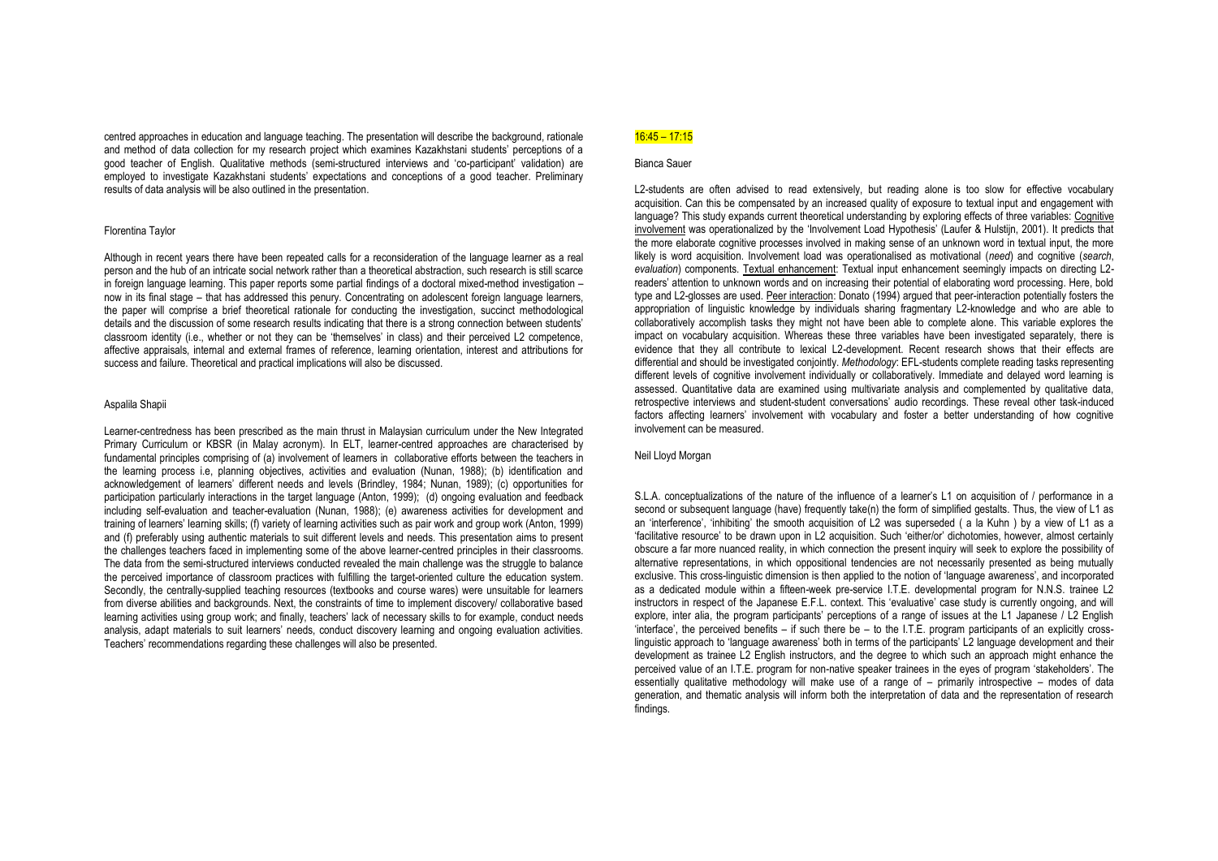centred approaches in education and language teaching. The presentation will describe the background, rationale and method of data collection for my research project which examines Kazakhstani students' perceptions of a good teacher of English. Qualitative methods (semi-structured interviews and 'co-participant' validation) are employed to investigate Kazakhstani students' expectations and conceptions of a good teacher. Preliminary results of data analysis will be also outlined in the presentation.

Florentina Taylor

Although in recent years there have been repeated calls for a reconsideration of the language learner as a real person and the hub of an intricate social network rather than a theoretical abstraction, such research is still scarce in foreign language learning. This paper reports some partial findings of a doctoral mixed-method investigation – now in its final stage – that has addressed this penury. Concentrating on adolescent foreign language learners, the paper will comprise a brief theoretical rationale for conducting the investigation, succinct methodological details and the discussion of some research results indicating that there is a strong connection between students' classroom identity (i.e., whether or not they can be 'themselves' in class) and their perceived L2 competence, affective appraisals, internal and external frames of reference, learning orientation, interest and attributions for success and failure. Theoretical and practical implications will also be discussed.

Aspalila Shapii

Learner-centredness has been prescribed as the main thrust in Malaysian curriculum under the New Integrated Primary Curriculum or KBSR (in Malay acronym). In ELT, learner-centred approaches are characterised by fundamental principles comprising of (a) involvement of learners in collaborative efforts between the teachers in the learning process i.e, planning objectives, activities and evaluation (Nunan, 1988); (b) identification and acknowledgement of learners' different needs and levels (Brindley, 1984; Nunan, 1989); (c) opportunities for participation particularly interactions in the target language (Anton, 1999); (d) ongoing evaluation and feedback including self-evaluation and teacher-evaluation (Nunan, 1988); (e) awareness activities for development and training of learners' learning skills; (f) variety of learning activities such as pair work and group work (Anton, 1999) and (f) preferably using authentic materials to suit different levels and needs. This presentation aims to present the challenges teachers faced in implementing some of the above learner-centred principles in their classrooms. The data from the semi-structured interviews conducted revealed the main challenge was the struggle to balance the perceived importance of classroom practices with fulfilling the target-oriented culture the education system. Secondly, the centrally-supplied teaching resources (textbooks and course wares) were unsuitable for learners from diverse abilities and backgrounds. Next, the constraints of time to implement discovery/ collaborative based learning activities using group work; and finally, teachers' lack of necessary skills to for example, conduct needs analysis, adapt materials to suit learners' needs, conduct discovery learning and ongoing evaluation activities. Teachers' recommendations regarding these challenges will also be presented.

16:45 – 17:15

Bianca Sauer

L2-students are often advised to read extensively, but reading alone is too slow for effective vocabulary acquisition. Can this be compensated by an increased quality of exposure to textual input and engagement with language? This study expands current theoretical understanding by exploring effects of three variables: Cognitive involvement was operationalized by the 'Involvement Load Hypothesis' (Laufer & Hulstijn, 2001). It predicts that the more elaborate cognitive processes involved in making sense of an unknown word in textual input, the more likely is word acquisition. Involvement load was operationalised as motivational (*need*) and cognitive (*search*, *evaluation*) components. Textual enhancement: Textual input enhancement seemingly impacts on directing L2-readers' attention to unknown words and on increasing their potential of elaborating word processing. Here, bold type and L2-glosses are used. Peer interaction: Donato (1994) argued that peer-interaction potentially fosters the appropriation of linguistic knowledge by individuals sharing fragmentary L2-knowledge and who are able to collaboratively accomplish tasks they might not have been able to complete alone. This variable explores the impact on vocabulary acquisition. Whereas these three variables have been investigated separately, there is evidence that they all contribute to lexical L2-development. Recent research shows that their effects are differential and should be investigated conjointly. *Methodology*: EFL-students complete reading tasks representing different levels of cognitive involvement individually or collaboratively. Immediate and delayed word learning is assessed. Quantitative data are examined using multivariate analysis and complemented by qualitative data, retrospective interviews and student-student conversations' audio recordings. These reveal other task-induced factors affecting learners' involvement with vocabulary and foster a better understanding of how cognitive involvement can be measured.

Neil Lloyd Morgan

S.L.A. conceptualizations of the nature of the influence of a learner's L1 on acquisition of / performance in a second or subsequent language (have) frequently take(n) the form of simplified gestalts. Thus, the view of L1 as an 'interference', 'inhibiting' the smooth acquisition of L2 was superseded ( a la Kuhn ) by a view of L1 as a 'facilitative resource' to be drawn upon in L2 acquisition. Such 'either/or' dichotomies, however, almost certainly obscure a far more nuanced reality, in which connection the present inquiry will seek to explore the possibility of alternative representations, in which oppositional tendencies are not necessarily presented as being mutually exclusive. This cross-linguistic dimension is then applied to the notion of 'language awareness', and incorporated as a dedicated module within a fifteen-week pre-service I.T.E. developmental program for N.N.S. trainee L2 instructors in respect of the Japanese E.F.L. context. This 'evaluative' case study is currently ongoing, and will explore, inter alia, the program participants' perceptions of a range of issues at the L1 Japanese / L2 English 'interface', the perceived benefits – if such there be – to the I.T.E. program participants of an explicitly cross-linguistic approach to 'language awareness' both in terms of the participants' L2 language development and their development as trainee L2 English instructors, and the degree to which such an approach might enhance the perceived value of an I.T.E. program for non-native speaker trainees in the eyes of program 'stakeholders'. The essentially qualitative methodology will make use of a range of – primarily introspective – modes of data generation, and thematic analysis will inform both the interpretation of data and the representation of research findings.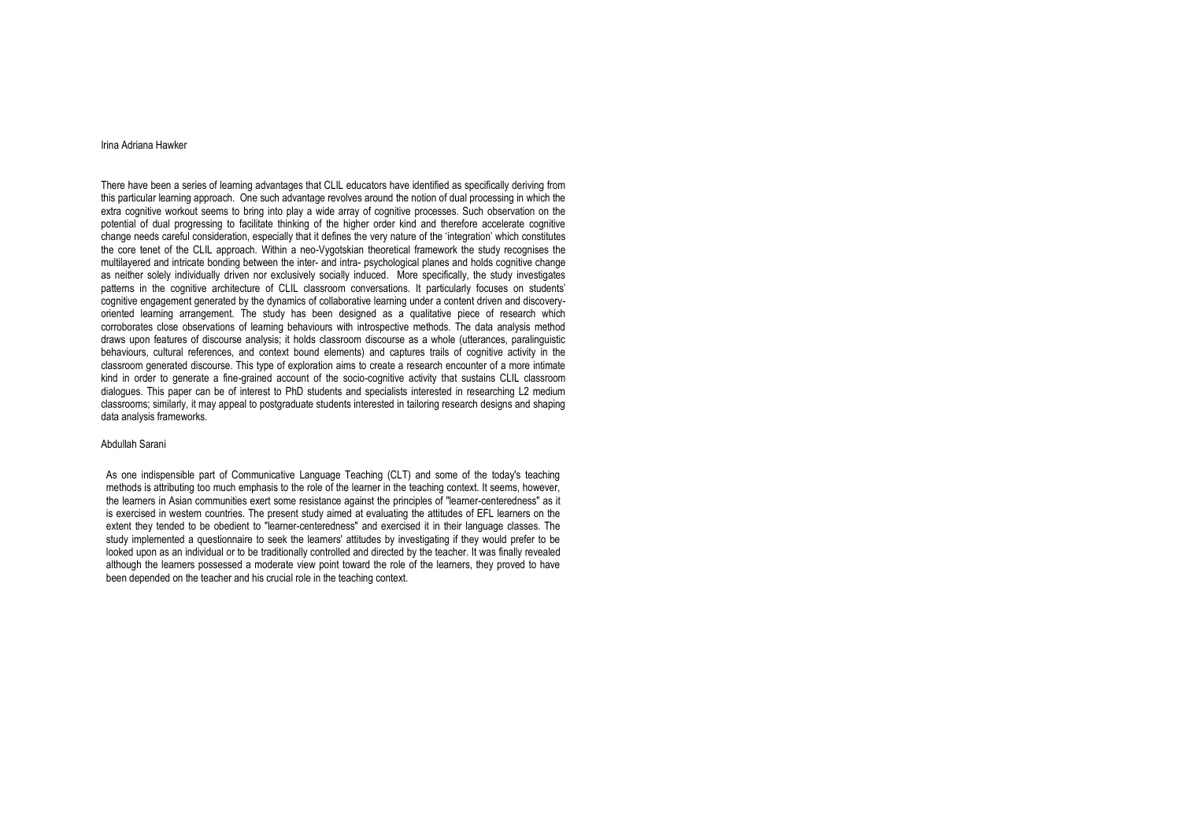Irina Adriana Hawker

There have been a series of learning advantages that CLIL educators have identified as specifically deriving from this particular learning approach. One such advantage revolves around the notion of dual processing in which the extra cognitive workout seems to bring into play a wide array of cognitive processes. Such observation on the potential of dual progressing to facilitate thinking of the higher order kind and therefore accelerate cognitive change needs careful consideration, especially that it defines the very nature of the 'integration' which constitutes the core tenet of the CLIL approach. Within a neo-Vygotskian theoretical framework the study recognises the multilayered and intricate bonding between the inter- and intra- psychological planes and holds cognitive change as neither solely individually driven nor exclusively socially induced. More specifically, the study investigates patterns in the cognitive architecture of CLIL classroom conversations. It particularly focuses on students' cognitive engagement generated by the dynamics of collaborative learning under a content driven and discovery-oriented learning arrangement. The study has been designed as a qualitative piece of research which corroborates close observations of learning behaviours with introspective methods. The data analysis method draws upon features of discourse analysis; it holds classroom discourse as a whole (utterances, paralinguistic behaviours, cultural references, and context bound elements) and captures trails of cognitive activity in the classroom generated discourse. This type of exploration aims to create a research encounter of a more intimate kind in order to generate a fine-grained account of the socio-cognitive activity that sustains CLIL classroom dialogues. This paper can be of interest to PhD students and specialists interested in researching L2 medium classrooms; similarly, it may appeal to postgraduate students interested in tailoring research designs and shaping data analysis frameworks.

Abdullah Sarani

As one indispensible part of Communicative Language Teaching (CLT) and some of the today's teaching methods is attributing too much emphasis to the role of the learner in the teaching context. It seems, however, the learners in Asian communities exert some resistance against the principles of "learner-centeredness" as it is exercised in western countries. The present study aimed at evaluating the attitudes of EFL learners on the extent they tended to be obedient to "learner-centeredness" and exercised it in their language classes. The study implemented a questionnaire to seek the learners' attitudes by investigating if they would prefer to be looked upon as an individual or to be traditionally controlled and directed by the teacher. It was finally revealed although the learners possessed a moderate view point toward the role of the learners, they proved to have been depended on the teacher and his crucial role in the teaching context.